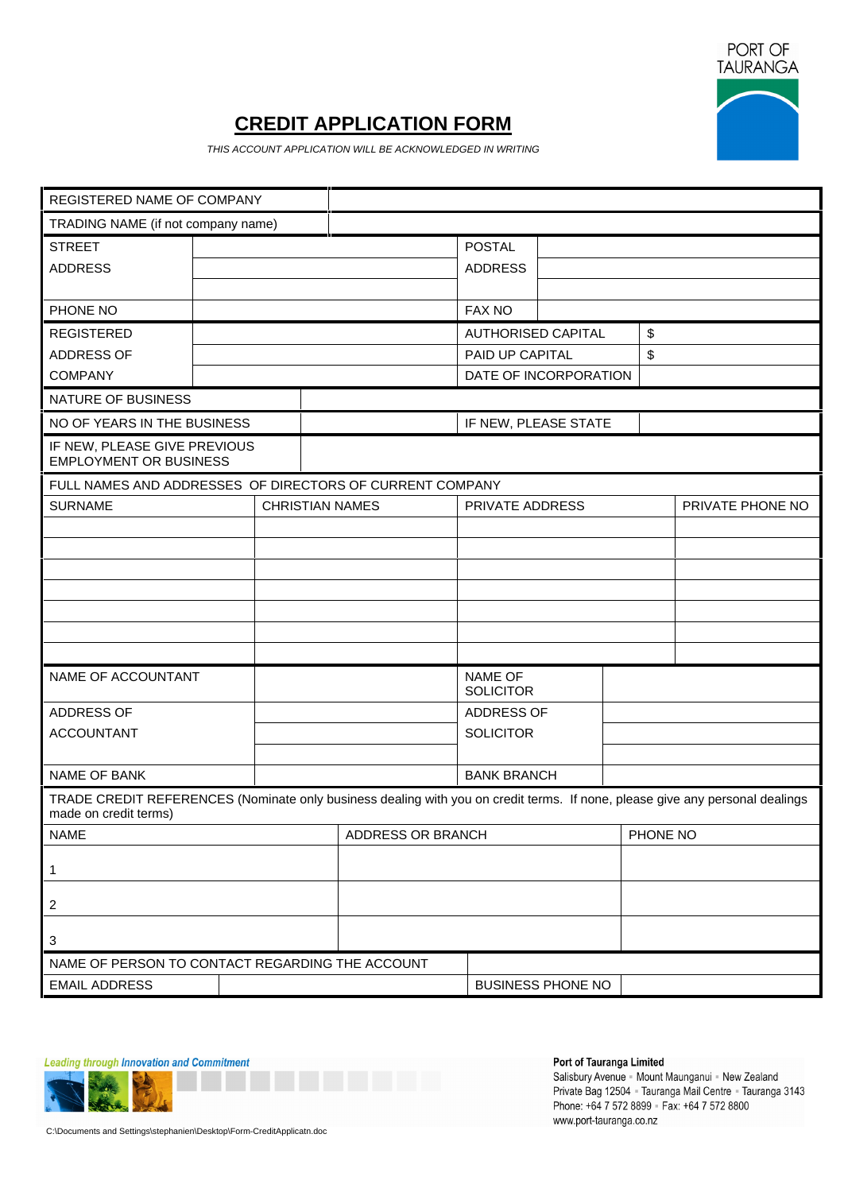PORT OF TAURANGA

# CREDIT APPLICATION FORM

*THIS ACCOUNT APPLICATION WILL BE ACKNOWLEDGED IN WRITING*

| REGISTERED NAME OF COMPANY | |
|---|---|
| TRADING NAME (if not company name) | |

| STREET ADDRESS | | POSTAL ADDRESS | |
|---|---|---|---|
| | | | |
| PHONE NO | | FAX NO | |

| REGISTERED ADDRESS OF COMPANY | | AUTHORISED CAPITAL | $ |
|---|---|---|---|
| | | PAID UP CAPITAL | $ |
| | | DATE OF INCORPORATION | |

| NATURE OF BUSINESS | | | |
|---|---|---|---|
| NO OF YEARS IN THE BUSINESS | | IF NEW, PLEASE STATE | |
| IF NEW, PLEASE GIVE PREVIOUS EMPLOYMENT OR BUSINESS | | | |

FULL NAMES AND ADDRESSES OF DIRECTORS OF CURRENT COMPANY

| SURNAME | CHRISTIAN NAMES | PRIVATE ADDRESS | PRIVATE PHONE NO |
|---|---|---|---|
| | | | |
| | | | |
| | | | |
| | | | |
| | | | |
| | | | |
| | | | |

| NAME OF ACCOUNTANT | | NAME OF SOLICITOR | |
|---|---|---|---|
| ADDRESS OF ACCOUNTANT | | ADDRESS OF SOLICITOR | |
| | | | |
| | | | |
| NAME OF BANK | | BANK BRANCH | |

TRADE CREDIT REFERENCES (Nominate only business dealing with you on credit terms. If none, please give any personal dealings made on credit terms)

| NAME | ADDRESS OR BRANCH | PHONE NO |
|---|---|---|
| 1 | | |
| 2 | | |
| 3 | | |

| NAME OF PERSON TO CONTACT REGARDING THE ACCOUNT | | | |
|---|---|---|---|
| EMAIL ADDRESS | | BUSINESS PHONE NO | |

*Leading through Innovation and Commitment*

**Port of Tauranga Limited**
Salisbury Avenue ▪ Mount Maunganui ▪ New Zealand
Private Bag 12504 ▪ Tauranga Mail Centre ▪ Tauranga 3143
Phone: +64 7 572 8899 ▪ Fax: +64 7 572 8800
www.port-tauranga.co.nz

C:\Documents and Settings\stephanien\Desktop\Form-CreditApplicatn.doc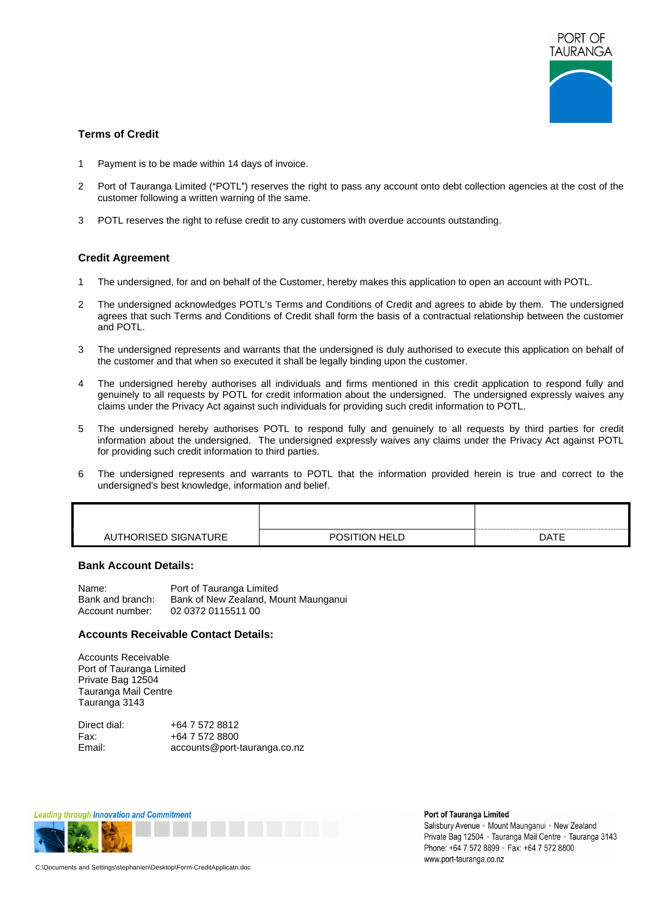PORT OF TAURANGA

## Terms of Credit

1. Payment is to be made within 14 days of invoice.
2. Port of Tauranga Limited ("POTL") reserves the right to pass any account onto debt collection agencies at the cost of the customer following a written warning of the same.
3. POTL reserves the right to refuse credit to any customers with overdue accounts outstanding.

## Credit Agreement

1. The undersigned, for and on behalf of the Customer, hereby makes this application to open an account with POTL.
2. The undersigned acknowledges POTL's Terms and Conditions of Credit and agrees to abide by them. The undersigned agrees that such Terms and Conditions of Credit shall form the basis of a contractual relationship between the customer and POTL.
3. The undersigned represents and warrants that the undersigned is duly authorised to execute this application on behalf of the customer and that when so executed it shall be legally binding upon the customer.
4. The undersigned hereby authorises all individuals and firms mentioned in this credit application to respond fully and genuinely to all requests by POTL for credit information about the undersigned. The undersigned expressly waives any claims under the Privacy Act against such individuals for providing such credit information to POTL.
5. The undersigned hereby authorises POTL to respond fully and genuinely to all requests by third parties for credit information about the undersigned. The undersigned expressly waives any claims under the Privacy Act against POTL for providing such credit information to third parties.
6. The undersigned represents and warrants to POTL that the information provided herein is true and correct to the undersigned's best knowledge, information and belief.

| | | |
|---|---|---|
| | | |
| AUTHORISED SIGNATURE | POSITION HELD | DATE |

## Bank Account Details:

Name: Port of Tauranga Limited
Bank and branch: Bank of New Zealand, Mount Maunganui
Account number: 02 0372 0115511 00

## Accounts Receivable Contact Details:

Accounts Receivable
Port of Tauranga Limited
Private Bag 12504
Tauranga Mail Centre
Tauranga 3143

Direct dial: +64 7 572 8812
Fax: +64 7 572 8800
Email: accounts@port-tauranga.co.nz

*Leading through Innovation and Commitment*

**Port of Tauranga Limited**
Salisbury Avenue ▪ Mount Maunganui ▪ New Zealand
Private Bag 12504 ▪ Tauranga Mail Centre ▪ Tauranga 3143
Phone: +64 7 572 8899 ▪ Fax: +64 7 572 8800
www.port-tauranga.co.nz

C:\Documents and Settings\stephanien\Desktop\Form-CreditApplicatn.doc